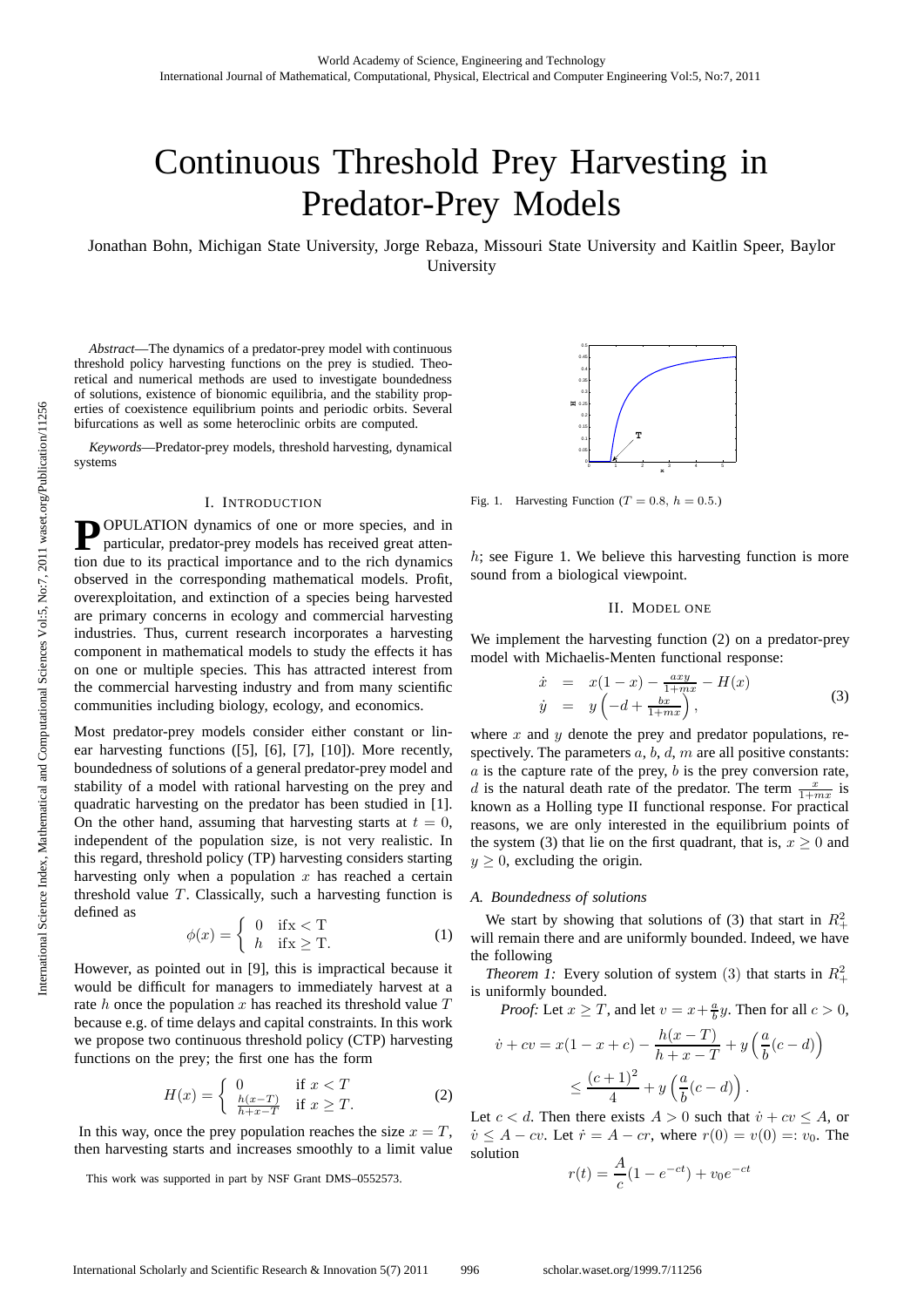# Continuous Threshold Prey Harvesting in Predator-Prey Models

Jonathan Bohn, Michigan State University, Jorge Rebaza, Missouri State University and Kaitlin Speer, Baylor University

*Abstract*—The dynamics of a predator-prey model with continuous threshold policy harvesting functions on the prey is studied. Theoretical and numerical methods are used to investigate boundedness of solutions, existence of bionomic equilibria, and the stability properties of coexistence equilibrium points and periodic orbits. Several bifurcations as well as some heteroclinic orbits are computed.

*Keywords*—Predator-prey models, threshold harvesting, dynamical systems

## I. Introduction

**P**OPULATION dynamics of one or more species, and in particular, predator-prey models has received great attention due to its practical importance and to the rich dynamics observed in the corresponding mathematical models. Profit, overexploitation, and extinction of a species being harvested are primary concerns in ecology and commercial harvesting industries. Thus, current research incorporates a harvesting component in mathematical models to study the effects it has on one or multiple species. This has attracted interest from the commercial harvesting industry and from many scientific communities including biology, ecology, and economics.

Most predator-prey models consider either constant or linear harvesting functions ([5], [6], [7], [10]). More recently, boundedness of solutions of a general predator-prey model and stability of a model with rational harvesting on the prey and quadratic harvesting on the predator has been studied in [1]. On the other hand, assuming that harvesting starts at $t = 0$, independent of the population size, is not very realistic. In this regard, threshold policy (TP) harvesting considers starting harvesting only when a population $x$ has reached a certain threshold value $T$. Classically, such a harvesting function is defined as

$$\phi(x) = \begin{cases} 0 & \text{if} x < \text{T} \\ h & \text{if} x \geq \text{T}. \end{cases} \tag{1}$$

However, as pointed out in [9], this is impractical because it would be difficult for managers to immediately harvest at a rate $h$ once the population $x$ has reached its threshold value $T$ because e.g. of time delays and capital constraints. In this work we propose two continuous threshold policy (CTP) harvesting functions on the prey; the first one has the form

$$H(x) = \begin{cases} 0 & \text{if } x < T \\ \frac{h(x-T)}{h+x-T} & \text{if } x \geq T. \end{cases} \tag{2}$$

In this way, once the prey population reaches the size $x = T$, then harvesting starts and increases smoothly to a limit value $h$; see Figure 1. We believe this harvesting function is more sound from a biological viewpoint.

Fig. 1. Harvesting Function ($T = 0.8$, $h = 0.5$.)

This work was supported in part by NSF Grant DMS–0552573.

## II. Model One

We implement the harvesting function (2) on a predator-prey model with Michaelis-Menten functional response:

$$\begin{array}{rcl} \dot{x} & = & x(1-x) - \frac{axy}{1+mx} - H(x) \\ \dot{y} & = & y\left(-d + \frac{bx}{1+mx}\right), \end{array} \tag{3}$$

where $x$ and $y$ denote the prey and predator populations, respectively. The parameters $a$, $b$, $d$, $m$ are all positive constants: $a$ is the capture rate of the prey, $b$ is the prey conversion rate, $d$ is the natural death rate of the predator. The term $\frac{x}{1+mx}$ is known as a Holling type II functional response. For practical reasons, we are only interested in the equilibrium points of the system (3) that lie on the first quadrant, that is, $x \geq 0$ and $y \geq 0$, excluding the origin.

### A. Boundedness of solutions

We start by showing that solutions of (3) that start in $R^2_+$ will remain there and are uniformly bounded. Indeed, we have the following

*Theorem 1:* Every solution of system (3) that starts in $R^2_+$ is uniformly bounded.

*Proof:* Let $x \geq T$, and let $v = x + \frac{a}{b}y$. Then for all $c > 0$,

$$\dot{v} + cv = x(1-x+c) - \frac{h(x-T)}{h+x-T} + y\left(\frac{a}{b}(c-d)\right)$$
$$\leq \frac{(c+1)^2}{4} + y\left(\frac{a}{b}(c-d)\right).$$

Let $c < d$. Then there exists $A > 0$ such that $\dot{v} + cv \leq A$, or $\dot{v} \leq A - cv$. Let $\dot{r} = A - cr$, where $r(0) = v(0) =: v_0$. The solution

$$r(t) = \frac{A}{c}(1 - e^{-ct}) + v_0 e^{-ct}$$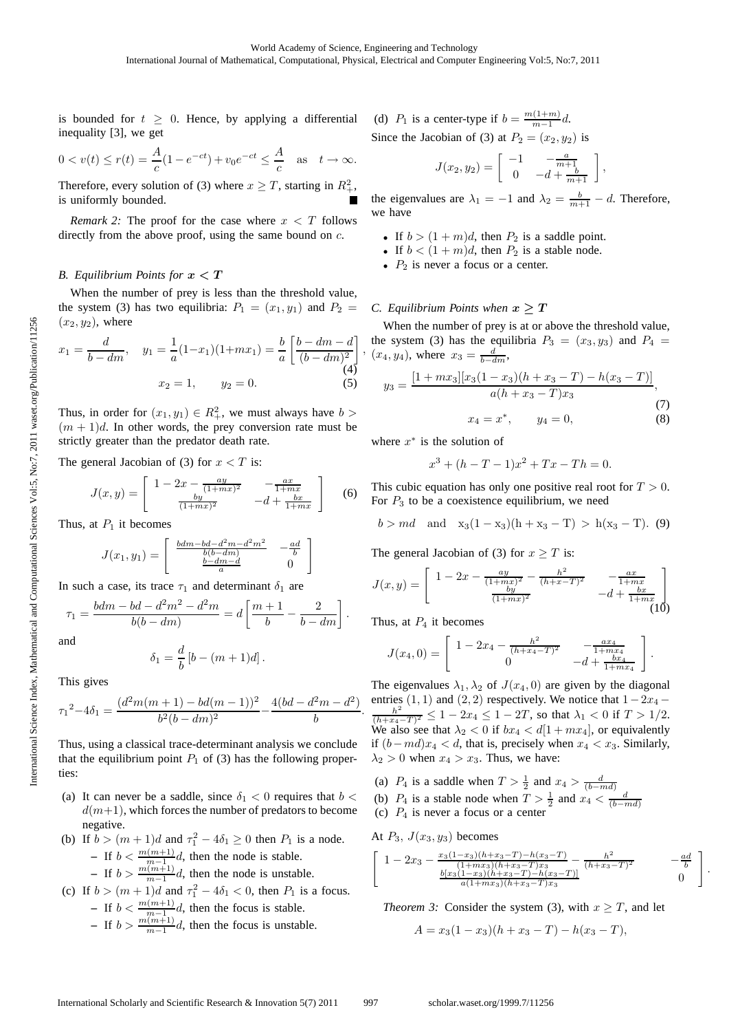is bounded for $t \geq 0$. Hence, by applying a differential inequality [3], we get

$$0 < v(t) \leq r(t) = \frac{A}{c}(1 - e^{-ct}) + v_0 e^{-ct} \leq \frac{A}{c} \quad \text{as} \quad t \to \infty.$$

Therefore, every solution of (3) where $x \geq T$, starting in $R^2_+$, is uniformly bounded. ∎

*Remark 2:* The proof for the case where $x < T$ follows directly from the above proof, using the same bound on $c$.

### B. Equilibrium Points for $x < T$

When the number of prey is less than the threshold value, the system (3) has two equilibria: $P_1 = (x_1, y_1)$ and $P_2 = (x_2, y_2)$, where

$$x_1 = \frac{d}{b - dm}, \quad y_1 = \frac{1}{a}(1 - x_1)(1 + mx_1) = \frac{b}{a}\left[\frac{b - dm - d}{(b - dm)^2}\right], \tag{4}$$

$$x_2 = 1, \qquad y_2 = 0. \tag{5}$$

Thus, in order for $(x_1, y_1) \in R^2_+$, we must always have $b > (m + 1)d$. In other words, the prey conversion rate must be strictly greater than the predator death rate.

The general Jacobian of (3) for $x < T$ is:

$$J(x, y) = \begin{bmatrix} 1 - 2x - \frac{ay}{(1+mx)^2} & -\frac{ax}{1+mx} \\ \frac{by}{(1+mx)^2} & -d + \frac{bx}{1+mx} \end{bmatrix} \tag{6}$$

Thus, at $P_1$ it becomes

$$J(x_1, y_1) = \begin{bmatrix} \frac{bdm - bd - d^2m - d^2m^2}{b(b-dm)} & -\frac{ad}{b} \\ \frac{b - dm - d}{a} & 0 \end{bmatrix}$$

In such a case, its trace $\tau_1$ and determinant $\delta_1$ are

$$\tau_1 = \frac{bdm - bd - d^2m^2 - d^2m}{b(b - dm)} = d\left[\frac{m+1}{b} - \frac{2}{b - dm}\right].$$

and

$$\delta_1 = \frac{d}{b}\left[b - (m + 1)d\right].$$

This gives

$${\tau_1}^2 - 4\delta_1 = \frac{(d^2m(m + 1) - bd(m - 1))^2}{b^2(b - dm)^2} - \frac{4(bd - d^2m - d^2)}{b}.$$

Thus, using a classical trace-determinant analysis we conclude that the equilibrium point $P_1$ of (3) has the following properties:

(a) It can never be a saddle, since $\delta_1 < 0$ requires that $b < d(m+1)$, which forces the number of predators to become negative.

(b) If $b > (m + 1)d$ and $\tau_1^2 - 4\delta_1 \geq 0$ then $P_1$ is a node.
  - If $b < \frac{m(m+1)}{m-1}d$, then the node is stable.
  - If $b > \frac{m(m+1)}{m-1}d$, then the node is unstable.

(c) If $b > (m + 1)d$ and $\tau_1^2 - 4\delta_1 < 0$, then $P_1$ is a focus.
  - If $b < \frac{m(m+1)}{m-1}d$, then the focus is stable.
  - If $b > \frac{m(m+1)}{m-1}d$, then the focus is unstable.

(d) $P_1$ is a center-type if $b = \frac{m(1+m)}{m-1}d$.

Since the Jacobian of (3) at $P_2 = (x_2, y_2)$ is

$$J(x_2, y_2) = \begin{bmatrix} -1 & -\frac{a}{m+1} \\ 0 & -d + \frac{b}{m+1} \end{bmatrix},$$

the eigenvalues are $\lambda_1 = -1$ and $\lambda_2 = \frac{b}{m+1} - d$. Therefore, we have

- If $b > (1 + m)d$, then $P_2$ is a saddle point.
- If $b < (1 + m)d$, then $P_2$ is a stable node.
- $P_2$ is never a focus or a center.

### C. Equilibrium Points when $x \geq T$

When the number of prey is at or above the threshold value, the system (3) has the equilibria $P_3 = (x_3, y_3)$ and $P_4 = (x_4, y_4)$, where $x_3 = \frac{d}{b - dm}$,

$$y_3 = \frac{[1 + mx_3][x_3(1 - x_3)(h + x_3 - T) - h(x_3 - T)]}{a(h + x_3 - T)x_3}, \tag{7}$$

$$x_4 = x^*, \qquad y_4 = 0, \tag{8}$$

where $x^*$ is the solution of

$$x^3 + (h - T - 1)x^2 + Tx - Th = 0.$$

This cubic equation has only one positive real root for $T > 0$. For $P_3$ to be a coexistence equilibrium, we need

$$b > md \quad \text{and} \quad x_3(1 - x_3)(h + x_3 - T) > h(x_3 - T). \tag{9}$$

The general Jacobian of (3) for $x \geq T$ is:

$$J(x, y) = \begin{bmatrix} 1 - 2x - \frac{ay}{(1+mx)^2} - \frac{h^2}{(h+x-T)^2} & -\frac{ax}{1+mx} \\ \frac{by}{(1+mx)^2} & -d + \frac{bx}{1+mx} \end{bmatrix} \tag{10}$$

Thus, at $P_4$ it becomes

$$J(x_4, 0) = \begin{bmatrix} 1 - 2x_4 - \frac{h^2}{(h+x_4-T)^2} & -\frac{ax_4}{1+mx_4} \\ 0 & -d + \frac{bx_4}{1+mx_4} \end{bmatrix}.$$

The eigenvalues $\lambda_1, \lambda_2$ of $J(x_4, 0)$ are given by the diagonal entries $(1, 1)$ and $(2, 2)$ respectively. We notice that $1 - 2x_4 - \frac{h^2}{(h+x_4-T)^2} \leq 1 - 2x_4 \leq 1 - 2T$, so that $\lambda_1 < 0$ if $T > 1/2$. We also see that $\lambda_2 < 0$ if $bx_4 < d[1 + mx_4]$, or equivalently if $(b - md)x_4 < d$, that is, precisely when $x_4 < x_3$. Similarly, $\lambda_2 > 0$ when $x_4 > x_3$. Thus, we have:

(a) $P_4$ is a saddle when $T > \frac{1}{2}$ and $x_4 > \frac{d}{(b-md)}$

(b) $P_4$ is a stable node when $T > \frac{1}{2}$ and $x_4 < \frac{d}{(b-md)}$

(c) $P_4$ is never a focus or a center

At $P_3$, $J(x_3, y_3)$ becomes

$$\begin{bmatrix} 1 - 2x_3 - \frac{x_3(1-x_3)(h+x_3-T) - h(x_3-T)}{(1+mx_3)(h+x_3-T)x_3} - \frac{h^2}{(h+x_3-T)^2} & -\frac{ad}{b} \\ \frac{b[x_3(1-x_3)(h+x_3-T) - h(x_3-T)]}{a(1+mx_3)(h+x_3-T)x_3} & 0 \end{bmatrix}.$$

*Theorem 3:* Consider the system (3), with $x \geq T$, and let

$$A = x_3(1 - x_3)(h + x_3 - T) - h(x_3 - T),$$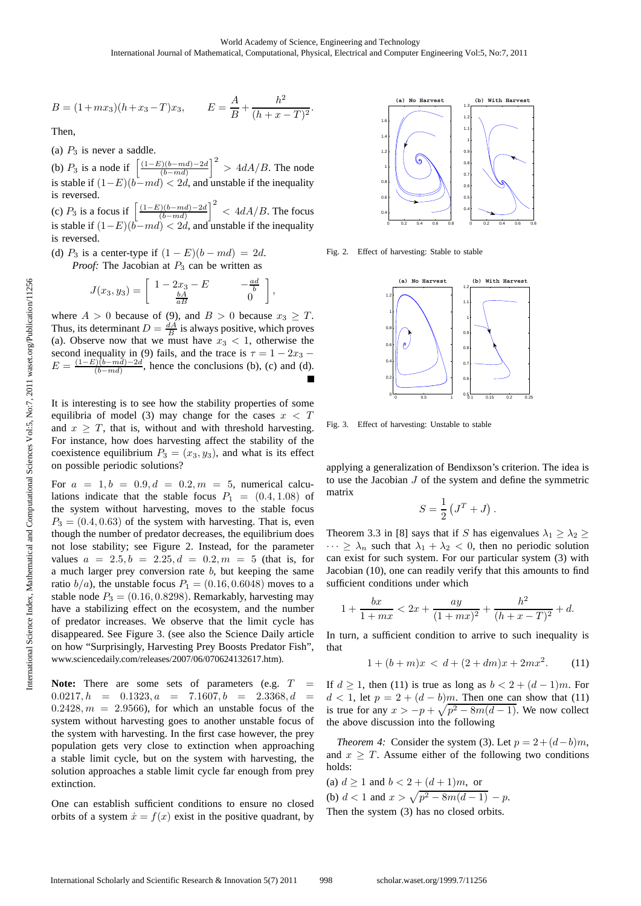$$B = (1+mx_3)(h+x_3-T)x_3, \qquad E = \frac{A}{B} + \frac{h^2}{(h+x-T)^2}.$$

Then,

(a) $P_3$ is never a saddle.

(b) $P_3$ is a node if $\left[\frac{(1-E)(b-md)-2d}{(b-md)}\right]^2 > 4dA/B$. The node is stable if $(1-E)(b-md) < 2d$, and unstable if the inequality is reversed.

(c) $P_3$ is a focus if $\left[\frac{(1-E)(b-md)-2d}{(b-md)}\right]^2 < 4dA/B$. The focus is stable if $(1-E)(b-md) < 2d$, and unstable if the inequality is reversed.

(d) $P_3$ is a center-type if $(1-E)(b-md) = 2d$.

*Proof:* The Jacobian at $P_3$ can be written as

$$J(x_3, y_3) = \begin{bmatrix} 1-2x_3-E & -\frac{ad}{b} \\ \frac{bA}{aB} & 0 \end{bmatrix},$$

where $A > 0$ because of (9), and $B > 0$ because $x_3 \geq T$. Thus, its determinant $D = \frac{dA}{B}$ is always positive, which proves (a). Observe now that we must have $x_3 < 1$, otherwise the second inequality in (9) fails, and the trace is $\tau = 1 - 2x_3 - E = \frac{(1-E)(b-md)-2d}{(b-md)}$, hence the conclusions (b), (c) and (d). ∎

It is interesting is to see how the stability properties of some equilibria of model (3) may change for the cases $x < T$ and $x \geq T$, that is, without and with threshold harvesting. For instance, how does harvesting affect the stability of the coexistence equilibrium $P_3 = (x_3, y_3)$, and what is its effect on possible periodic solutions?

For $a = 1, b = 0.9, d = 0.2, m = 5$, numerical calculations indicate that the stable focus $P_1 = (0.4, 1.08)$ of the system without harvesting, moves to the stable focus $P_3 = (0.4, 0.63)$ of the system with harvesting. That is, even though the number of predator decreases, the equilibrium does not lose stability; see Figure 2. Instead, for the parameter values $a = 2.5, b = 2.25, d = 0.2, m = 5$ (that is, for a much larger prey conversion rate $b$, but keeping the same ratio $b/a$), the unstable focus $P_1 = (0.16, 0.6048)$ moves to a stable node $P_3 = (0.16, 0.8298)$. Remarkably, harvesting may have a stabilizing effect on the ecosystem, and the number of predator increases. We observe that the limit cycle has disappeared. See Figure 3. (see also the Science Daily article on how "Surprisingly, Harvesting Prey Boosts Predator Fish", www.sciencedaily.com/releases/2007/06/070624132617.htm).

**Note:** There are some sets of parameters (e.g. $T = 0.0217, h = 0.1323, a = 7.1607, b = 2.3368, d = 0.2428, m = 2.9566$), for which an unstable focus of the system without harvesting goes to another unstable focus of the system with harvesting. In the first case however, the prey population gets very close to extinction when approaching a stable limit cycle, but on the system with harvesting, the solution approaches a stable limit cycle far enough from prey extinction.

One can establish sufficient conditions to ensure no closed orbits of a system $\dot{x} = f(x)$ exist in the positive quadrant, by

Fig. 2. Effect of harvesting: Stable to stable

Fig. 3. Effect of harvesting: Unstable to stable

applying a generalization of Bendixson's criterion. The idea is to use the Jacobian $J$ of the system and define the symmetric matrix

$$S = \frac{1}{2}\left(J^T + J\right).$$

Theorem 3.3 in [8] says that if $S$ has eigenvalues $\lambda_1 \geq \lambda_2 \geq \cdots \geq \lambda_n$ such that $\lambda_1 + \lambda_2 < 0$, then no periodic solution can exist for such system. For our particular system (3) with Jacobian (10), one can readily verify that this amounts to find sufficient conditions under which

$$1 + \frac{bx}{1+mx} < 2x + \frac{ay}{(1+mx)^2} + \frac{h^2}{(h+x-T)^2} + d.$$

In turn, a sufficient condition to arrive to such inequality is that

$$1 + (b+m)x \; < \; d + (2+dm)x + 2mx^2. \tag{11}$$

If $d \geq 1$, then (11) is true as long as $b < 2 + (d-1)m$. For $d < 1$, let $p = 2 + (d-b)m$. Then one can show that (11) is true for any $x > -p + \sqrt{p^2 - 8m(d-1)}$. We now collect the above discussion into the following

*Theorem 4:* Consider the system (3). Let $p = 2 + (d-b)m$, and $x \geq T$. Assume either of the following two conditions holds:

(a) $d \geq 1$ and $b < 2 + (d+1)m$, or

(b) $d < 1$ and $x > \sqrt{p^2 - 8m(d-1)} - p$.

Then the system (3) has no closed orbits.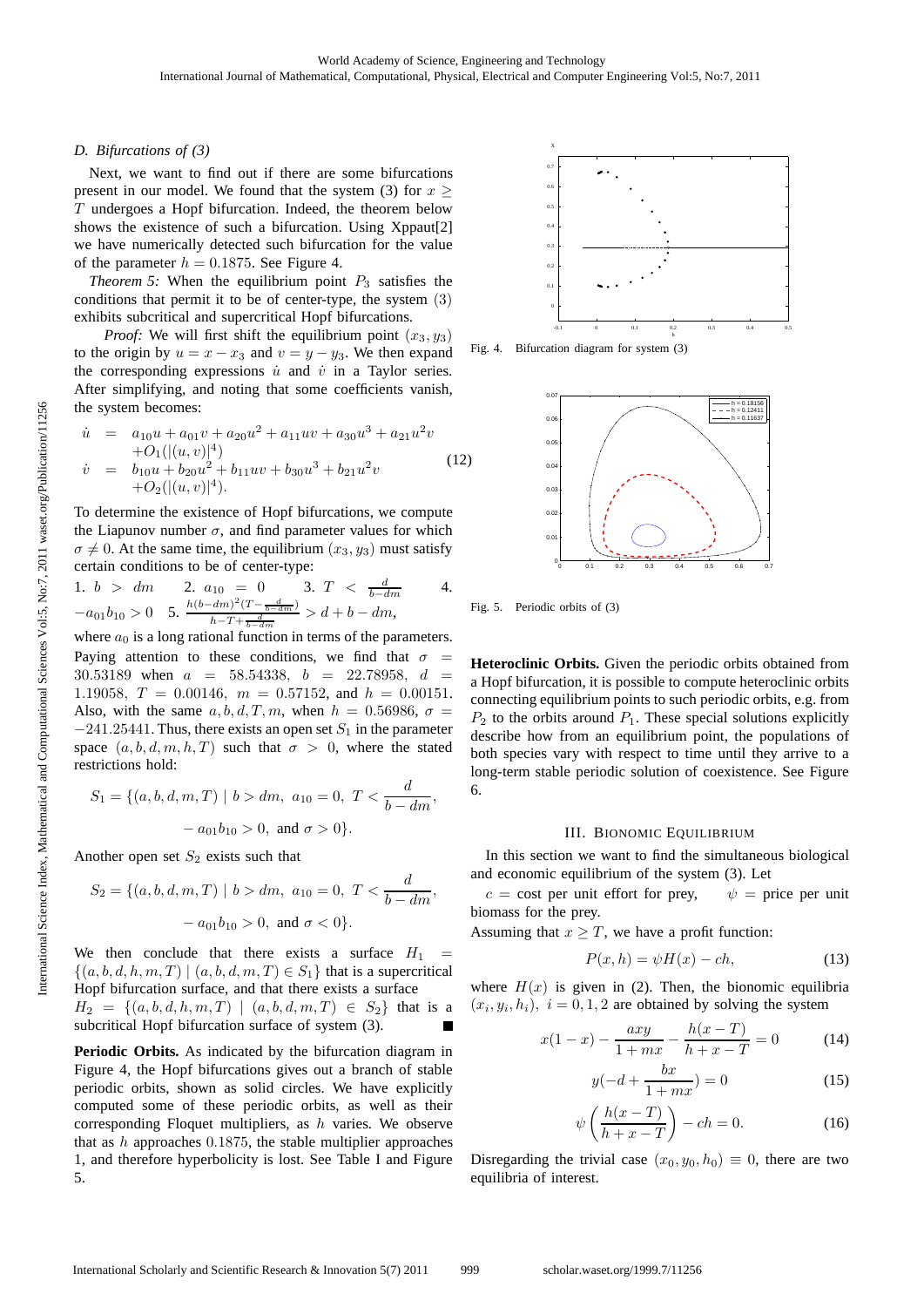### D. Bifurcations of (3)

Next, we want to find out if there are some bifurcations present in our model. We found that the system (3) for $x \geq T$ undergoes a Hopf bifurcation. Indeed, the theorem below shows the existence of such a bifurcation. Using Xppaut[2] we have numerically detected such bifurcation for the value of the parameter $h = 0.1875$. See Figure 4.

*Theorem 5:* When the equilibrium point $P_3$ satisfies the conditions that permit it to be of center-type, the system $(3)$ exhibits subcritical and supercritical Hopf bifurcations.

*Proof:* We will first shift the equilibrium point $(x_3, y_3)$ to the origin by $u = x - x_3$ and $v = y - y_3$. We then expand the corresponding expressions $\dot{u}$ and $\dot{v}$ in a Taylor series. After simplifying, and noting that some coefficients vanish, the system becomes:

$$\begin{aligned} \dot{u} &= a_{10}u + a_{01}v + a_{20}u^2 + a_{11}uv + a_{30}u^3 + a_{21}u^2v \\ &\quad + O_1(|(u,v)|^4) \\ \dot{v} &= b_{10}u + b_{20}u^2 + b_{11}uv + b_{30}u^3 + b_{21}u^2v \\ &\quad + O_2(|(u,v)|^4). \end{aligned} \tag{12}$$

To determine the existence of Hopf bifurcations, we compute the Liapunov number $\sigma$, and find parameter values for which $\sigma \neq 0$. At the same time, the equilibrium $(x_3, y_3)$ must satisfy certain conditions to be of center-type:

1. $b > dm$ 2. $a_{10} = 0$ 3. $T < \frac{d}{b-dm}$ 4. $-a_{01}b_{10} > 0$ 5. $\frac{h(b-dm)^2(T-\frac{d}{b-dm})}{h-T+\frac{d}{b-dm}} > d + b - dm$,

where $a_0$ is a long rational function in terms of the parameters. Paying attention to these conditions, we find that $\sigma = 30.53189$ when $a = 58.54338$, $b = 22.78958$, $d = 1.19058$, $T = 0.00146$, $m = 0.57152$, and $h = 0.00151$. Also, with the same $a, b, d, T, m$, when $h = 0.56986$, $\sigma = -241.25441$. Thus, there exists an open set $S_1$ in the parameter space $(a, b, d, m, h, T)$ such that $\sigma > 0$, where the stated restrictions hold:

$$S_1 = \{(a,b,d,m,T) \mid b > dm,\ a_{10} = 0,\ T < \frac{d}{b-dm},$$
$$-a_{01}b_{10} > 0,\ \text{and } \sigma > 0\}.$$

Another open set $S_2$ exists such that

$$S_2 = \{(a,b,d,m,T) \mid b > dm,\ a_{10} = 0,\ T < \frac{d}{b-dm},$$
$$-a_{01}b_{10} > 0,\ \text{and } \sigma < 0\}.$$

We then conclude that there exists a surface $H_1 = \{(a,b,d,h,m,T) \mid (a,b,d,m,T) \in S_1\}$ that is a supercritical Hopf bifurcation surface, and that there exists a surface $H_2 = \{(a,b,d,h,m,T) \mid (a,b,d,m,T) \in S_2\}$ that is a subcritical Hopf bifurcation surface of system (3). ■

**Periodic Orbits.** As indicated by the bifurcation diagram in Figure 4, the Hopf bifurcations gives out a branch of stable periodic orbits, shown as solid circles. We have explicitly computed some of these periodic orbits, as well as their corresponding Floquet multipliers, as $h$ varies. We observe that as $h$ approaches $0.1875$, the stable multiplier approaches 1, and therefore hyperbolicity is lost. See Table I and Figure 5.

Fig. 4. Bifurcation diagram for system (3)

Fig. 5. Periodic orbits of (3)

**Heteroclinic Orbits.** Given the periodic orbits obtained from a Hopf bifurcation, it is possible to compute heteroclinic orbits connecting equilibrium points to such periodic orbits, e.g. from $P_2$ to the orbits around $P_1$. These special solutions explicitly describe how from an equilibrium point, the populations of both species vary with respect to time until they arrive to a long-term stable periodic solution of coexistence. See Figure 6.

## III. Bionomic Equilibrium

In this section we want to find the simultaneous biological and economic equilibrium of the system (3). Let

$c$ = cost per unit effort for prey, $\psi$ = price per unit biomass for the prey.

Assuming that $x \geq T$, we have a profit function:

$$P(x,h) = \psi H(x) - ch, \tag{13}$$

where $H(x)$ is given in (2). Then, the bionomic equilibria $(x_i, y_i, h_i),\ i = 0, 1, 2$ are obtained by solving the system

$$x(1-x) - \frac{axy}{1+mx} - \frac{h(x-T)}{h+x-T} = 0 \tag{14}$$

$$y(-d + \frac{bx}{1+mx}) = 0 \tag{15}$$

$$\psi\left(\frac{h(x-T)}{h+x-T}\right) - ch = 0. \tag{16}$$

Disregarding the trivial case $(x_0, y_0, h_0) \equiv 0$, there are two equilibria of interest.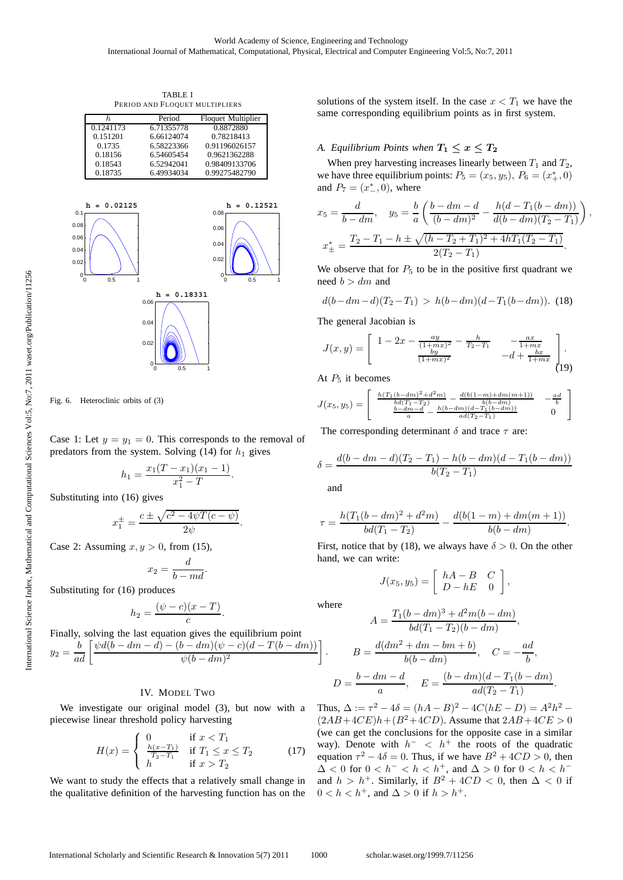TABLE I
PERIOD AND FLOQUET MULTIPLIERS

| $h$ | Period | Floquet Multiplier |
|---|---|---|
| 0.1241173 | 6.71355778 | 0.8872880 |
| 0.151201 | 6.66124074 | 0.78218413 |
| 0.1735 | 6.58223366 | 0.91196026157 |
| 0.18156 | 6.54605454 | 0.9621362288 |
| 0.18543 | 6.52942041 | 0.98409133706 |
| 0.18735 | 6.49934034 | 0.99275482790 |

Fig. 6. Heteroclinic orbits of (3)

Case 1: Let $y = y_1 = 0$. This corresponds to the removal of predators from the system. Solving (14) for $h_1$ gives

$$h_1 = \frac{x_1(T - x_1)(x_1 - 1)}{x_1^2 - T}.$$

Substituting into (16) gives

$$x_1^{\pm} = \frac{c \pm \sqrt{c^2 - 4\psi T(c - \psi)}}{2\psi}.$$

Case 2: Assuming $x, y > 0$, from (15),

$$x_2 = \frac{d}{b - md}.$$

Substituting for (16) produces

$$h_2 = \frac{(\psi - c)(x - T)}{c}.$$

Finally, solving the last equation gives the equilibrium point

$$y_2 = \frac{b}{ad}\left[\frac{\psi d(b - dm - d) - (b - dm)(\psi - c)(d - T(b - dm))}{\psi(b - dm)^2}\right].$$

## IV. MODEL TWO

We investigate our original model (3), but now with a piecewise linear threshold policy harvesting

$$H(x) = \begin{cases} 0 & \text{if } x < T_1 \\ \frac{h(x - T_1)}{T_2 - T_1} & \text{if } T_1 \leq x \leq T_2 \\ h & \text{if } x > T_2 \end{cases} \tag{17}$$

We want to study the effects that a relatively small change in the qualitative definition of the harvesting function has on the solutions of the system itself. In the case $x < T_1$ we have the same corresponding equilibrium points as in first system.

### A. Equilibrium Points when $T_1 \leq x \leq T_2$

When prey harvesting increases linearly between $T_1$ and $T_2$, we have three equilibrium points: $P_5 = (x_5, y_5)$, $P_6 = (x_+^*, 0)$ and $P_7 = (x_-^*, 0)$, where

$$x_5 = \frac{d}{b - dm}, \quad y_5 = \frac{b}{a}\left(\frac{b - dm - d}{(b - dm)^2} - \frac{h(d - T_1(b - dm))}{d(b - dm)(T_2 - T_1)}\right),$$

$$x_\pm^* = \frac{T_2 - T_1 - h \pm \sqrt{(h - T_2 + T_1)^2 + 4hT_1(T_2 - T_1)}}{2(T_2 - T_1)}.$$

We observe that for $P_5$ to be in the positive first quadrant we need $b > dm$ and

$$d(b - dm - d)(T_2 - T_1) > h(b - dm)(d - T_1(b - dm)). \tag{18}$$

The general Jacobian is

$$J(x, y) = \begin{bmatrix} 1 - 2x - \frac{ay}{(1+mx)^2} - \frac{h}{T_2 - T_1} & -\frac{ax}{1+mx} \\ \frac{by}{(1+mx)^2} & -d + \frac{bx}{1+mx} \end{bmatrix}. \tag{19}$$

At $P_5$ it becomes

$$J(x_5, y_5) = \begin{bmatrix} \frac{h(T_1(b-dm)^2 + d^2m)}{bd(T_1 - T_2)} - \frac{d(b(1-m) + dm(m+1))}{b(b-dm)} & -\frac{ad}{b} \\ \frac{b - dm - d}{a} - \frac{h(b-dm)(d - T_1(b-dm))}{ad(T_2 - T_1)} & 0 \end{bmatrix}$$

The corresponding determinant $\delta$ and trace $\tau$ are:

$$\delta = \frac{d(b - dm - d)(T_2 - T_1) - h(b - dm)(d - T_1(b - dm))}{b(T_2 - T_1)}$$

and

$$\tau = \frac{h(T_1(b - dm)^2 + d^2 m)}{bd(T_1 - T_2)} - \frac{d(b(1 - m) + dm(m + 1))}{b(b - dm)}.$$

First, notice that by (18), we always have $\delta > 0$. On the other hand, we can write:

$$J(x_5, y_5) = \begin{bmatrix} hA - B & C \\ D - hE & 0 \end{bmatrix},$$

where

$$A = \frac{T_1(b - dm)^3 + d^2m(b - dm)}{bd(T_1 - T_2)(b - dm)},$$

$$B = \frac{d(dm^2 + dm - bm + b)}{b(b - dm)}, \quad C = -\frac{ad}{b},$$

$$D = \frac{b - dm - d}{a}, \quad E = \frac{(b - dm)(d - T_1(b - dm)}{ad(T_2 - T_1)}.$$

Thus, $\Delta := \tau^2 - 4\delta = (hA - B)^2 - 4C(hE - D) = A^2h^2 - (2AB + 4CE)h + (B^2 + 4CD)$. Assume that $2AB + 4CE > 0$ (we can get the conclusions for the opposite case in a similar way). Denote with $h^- < h^+$ the roots of the quadratic equation $\tau^2 - 4\delta = 0$. Thus, if we have $B^2 + 4CD > 0$, then $\Delta < 0$ for $0 < h^- < h < h^+$, and $\Delta > 0$ for $0 < h < h^-$ and $h > h^+$. Similarly, if $B^2 + 4CD < 0$, then $\Delta < 0$ if $0 < h < h^+$, and $\Delta > 0$ if $h > h^+$.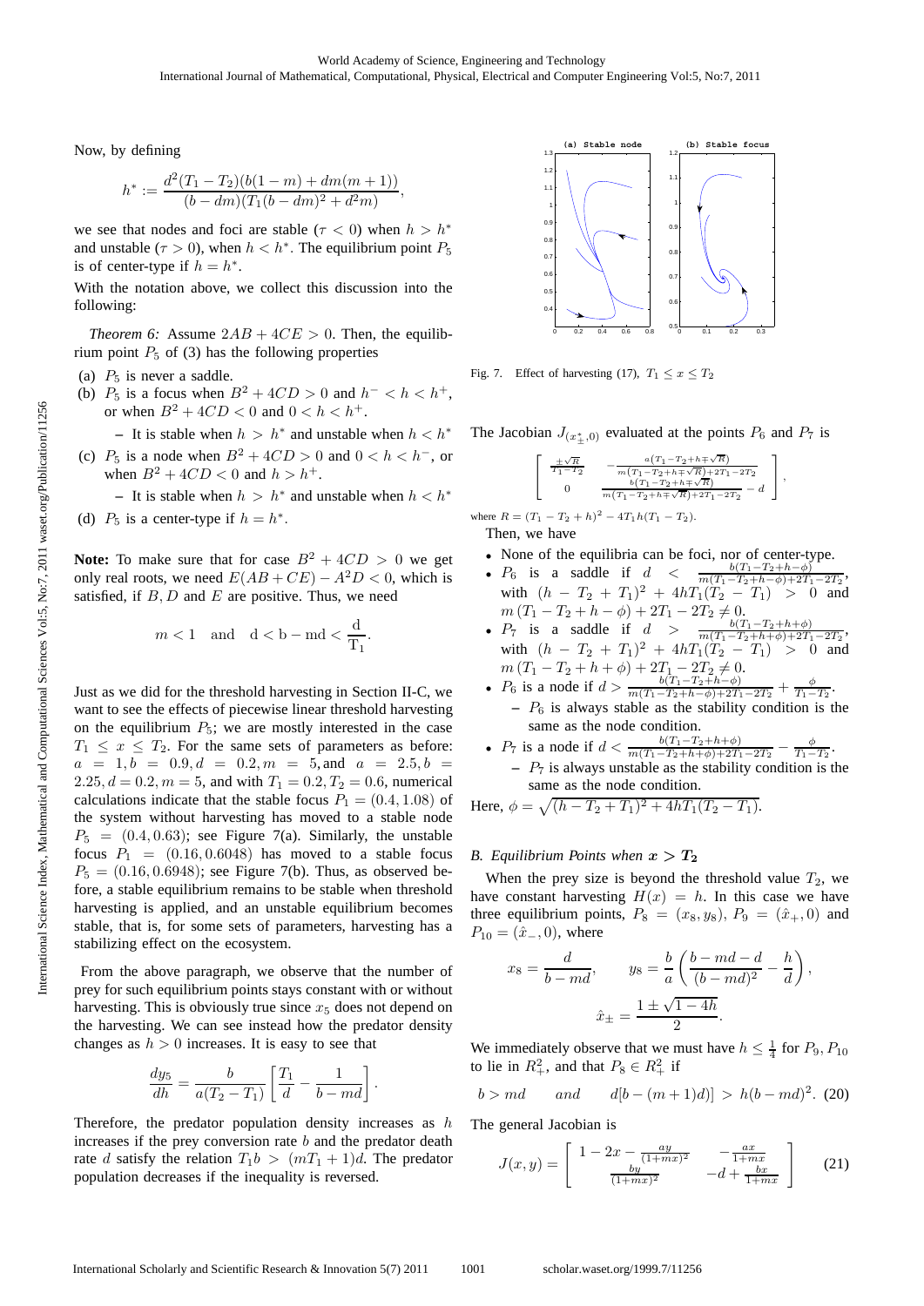Now, by defining

$$h^* := \frac{d^2(T_1 - T_2)(b(1-m) + dm(m+1))}{(b - dm)(T_1(b-dm)^2 + d^2 m)},$$

we see that nodes and foci are stable ($\tau < 0$) when $h > h^*$ and unstable ($\tau > 0$), when $h < h^*$. The equilibrium point $P_5$ is of center-type if $h = h^*$.

With the notation above, we collect this discussion into the following:

*Theorem 6:* Assume $2AB + 4CE > 0$. Then, the equilibrium point $P_5$ of (3) has the following properties

(a) $P_5$ is never a saddle.

(b) $P_5$ is a focus when $B^2 + 4CD > 0$ and $h^- < h < h^+$, or when $B^2 + 4CD < 0$ and $0 < h < h^+$.
   - It is stable when $h > h^*$ and unstable when $h < h^*$

(c) $P_5$ is a node when $B^2 + 4CD > 0$ and $0 < h < h^-$, or when $B^2 + 4CD < 0$ and $h > h^+$.
   - It is stable when $h > h^*$ and unstable when $h < h^*$

(d) $P_5$ is a center-type if $h = h^*$.

**Note:** To make sure that for case $B^2 + 4CD > 0$ we get only real roots, we need $E(AB + CE) - A^2 D < 0$, which is satisfied, if $B$, $D$ and $E$ are positive. Thus, we need

$$m < 1 \quad \text{and} \quad \mathrm{d} < \mathrm{b} - \mathrm{md} < \frac{\mathrm{d}}{\mathrm{T}_1}.$$

Just as we did for the threshold harvesting in Section II-C, we want to see the effects of piecewise linear threshold harvesting on the equilibrium $P_5$; we are mostly interested in the case $T_1 \leq x \leq T_2$. For the same sets of parameters as before: $a = 1, b = 0.9, d = 0.2, m = 5$, and $a = 2.5, b = 2.25, d = 0.2, m = 5$, and with $T_1 = 0.2, T_2 = 0.6$, numerical calculations indicate that the stable focus $P_1 = (0.4, 1.08)$ of the system without harvesting has moved to a stable node $P_5 = (0.4, 0.63)$; see Figure 7(a). Similarly, the unstable focus $P_1 = (0.16, 0.6048)$ has moved to a stable focus $P_5 = (0.16, 0.6948)$; see Figure 7(b). Thus, as observed before, a stable equilibrium remains to be stable when threshold harvesting is applied, and an unstable equilibrium becomes stable, that is, for some sets of parameters, harvesting has a stabilizing effect on the ecosystem.

From the above paragraph, we observe that the number of prey for such equilibrium points stays constant with or without harvesting. This is obviously true since $x_5$ does not depend on the harvesting. We can see instead how the predator density changes as $h > 0$ increases. It is easy to see that

$$\frac{dy_5}{dh} = \frac{b}{a(T_2 - T_1)}\left[\frac{T_1}{d} - \frac{1}{b - md}\right].$$

Therefore, the predator population density increases as $h$ increases if the prey conversion rate $b$ and the predator death rate $d$ satisfy the relation $T_1 b > (mT_1 + 1)d$. The predator population decreases if the inequality is reversed.

Fig. 7. Effect of harvesting (17), $T_1 \leq x \leq T_2$

The Jacobian $J_{(x^*_\pm, 0)}$ evaluated at the points $P_6$ and $P_7$ is

$$\begin{bmatrix} \frac{\pm\sqrt{R}}{T_1 - T_2} & -\frac{a(T_1 - T_2 + h \mp \sqrt{R})}{m(T_1 - T_2 + h \mp \sqrt{R}) + 2T_1 - 2T_2} \\ 0 & \frac{b(T_1 - T_2 + h \mp \sqrt{R})}{m(T_1 - T_2 + h \mp \sqrt{R}) + 2T_1 - 2T_2} - d \end{bmatrix},$$

where $R = (T_1 - T_2 + h)^2 - 4T_1 h(T_1 - T_2)$.

Then, we have

- None of the equilibria can be foci, nor of center-type.
- $P_6$ is a saddle if $d < \frac{b(T_1 - T_2 + h - \phi)}{m(T_1 - T_2 + h - \phi) + 2T_1 - 2T_2}$, with $(h - T_2 + T_1)^2 + 4hT_1(T_2 - T_1) > 0$ and $m(T_1 - T_2 + h - \phi) + 2T_1 - 2T_2 \neq 0$.
- $P_7$ is a saddle if $d > \frac{b(T_1 - T_2 + h + \phi)}{m(T_1 - T_2 + h + \phi) + 2T_1 - 2T_2}$, with $(h - T_2 + T_1)^2 + 4hT_1(T_2 - T_1) > 0$ and $m(T_1 - T_2 + h + \phi) + 2T_1 - 2T_2 \neq 0$.
- $P_6$ is a node if $d > \frac{b(T_1 - T_2 + h - \phi)}{m(T_1 - T_2 + h - \phi) + 2T_1 - 2T_2} + \frac{\phi}{T_1 - T_2}$.
  - $P_6$ is always stable as the stability condition is the same as the node condition.
- $P_7$ is a node if $d < \frac{b(T_1 - T_2 + h + \phi)}{m(T_1 - T_2 + h + \phi) + 2T_1 - 2T_2} - \frac{\phi}{T_1 - T_2}$.
  - $P_7$ is always unstable as the stability condition is the same as the node condition.

Here, $\phi = \sqrt{(h - T_2 + T_1)^2 + 4hT_1(T_2 - T_1)}$.

### *B. Equilibrium Points when $x > T_2$*

When the prey size is beyond the threshold value $T_2$, we have constant harvesting $H(x) = h$. In this case we have three equilibrium points, $P_8 = (x_8, y_8)$, $P_9 = (\hat{x}_+, 0)$ and $P_{10} = (\hat{x}_-, 0)$, where

$$x_8 = \frac{d}{b - md}, \qquad y_8 = \frac{b}{a}\left(\frac{b - md - d}{(b - md)^2} - \frac{h}{d}\right),$$

$$\hat{x}_\pm = \frac{1 \pm \sqrt{1 - 4h}}{2}.$$

We immediately observe that we must have $h \leq \frac{1}{4}$ for $P_9, P_{10}$ to lie in $R^2_+$, and that $P_8 \in R^2_+$ if

$$b > md \qquad \textit{and} \qquad d[b - (m+1)d)] \; > \; h(b - md)^2. \quad (20)$$

The general Jacobian is

$$J(x, y) = \begin{bmatrix} 1 - 2x - \frac{ay}{(1+mx)^2} & -\frac{ax}{1+mx} \\ \frac{by}{(1+mx)^2} & -d + \frac{bx}{1+mx} \end{bmatrix} \qquad (21)$$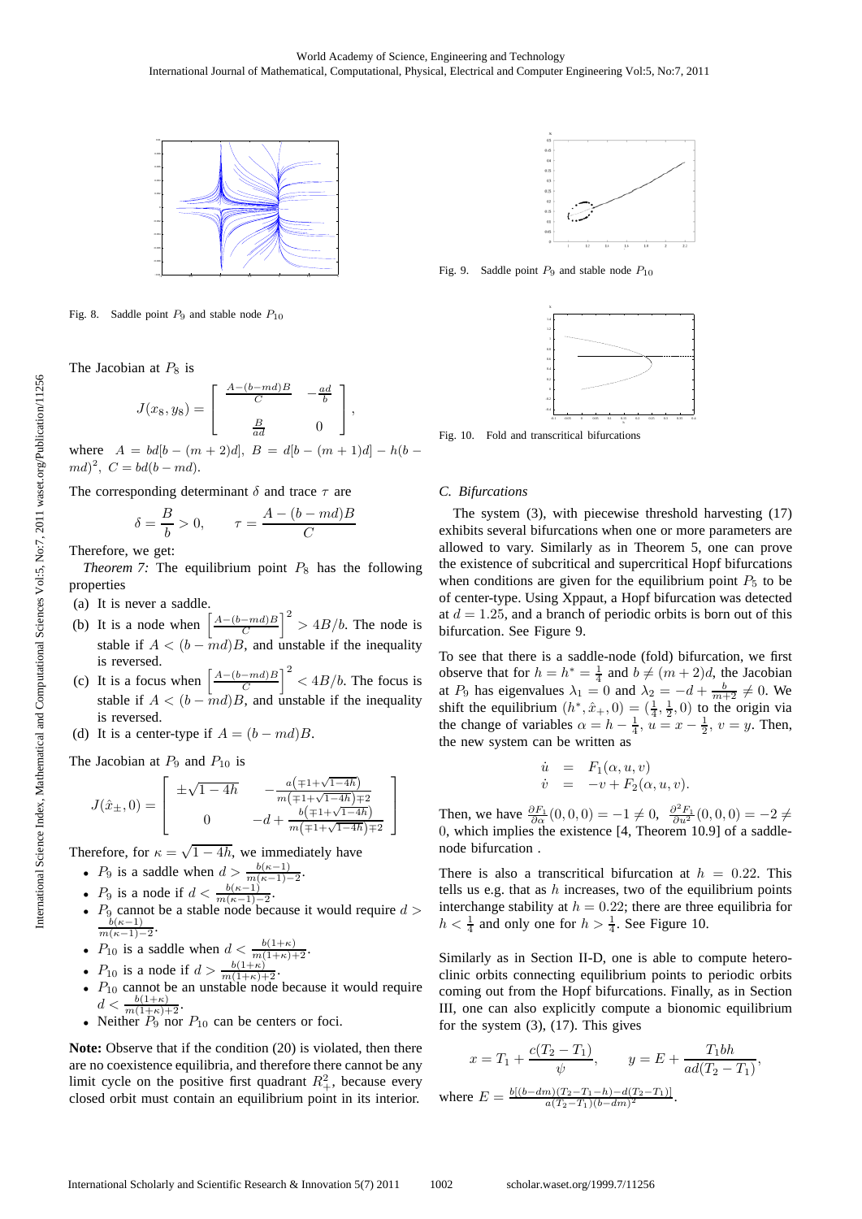Fig. 8. Saddle point $P_9$ and stable node $P_{10}$

The Jacobian at $P_8$ is

$$J(x_8, y_8) = \begin{bmatrix} \frac{A-(b-md)B}{C} & -\frac{ad}{b} \\ \frac{B}{ad} & 0 \end{bmatrix},$$

where $A = bd[b-(m+2)d]$, $B = d[b-(m+1)d] - h(b-md)^2$, $C = bd(b-md)$.

The corresponding determinant $\delta$ and trace $\tau$ are

$$\delta = \frac{B}{b} > 0, \qquad \tau = \frac{A-(b-md)B}{C}$$

Therefore, we get:

*Theorem 7:* The equilibrium point $P_8$ has the following properties

(a) It is never a saddle.

(b) It is a node when $\left[\frac{A-(b-md)B}{C}\right]^2 > 4B/b$. The node is stable if $A < (b-md)B$, and unstable if the inequality is reversed.

(c) It is a focus when $\left[\frac{A-(b-md)B}{C}\right]^2 < 4B/b$. The focus is stable if $A < (b-md)B$, and unstable if the inequality is reversed.

(d) It is a center-type if $A = (b-md)B$.

The Jacobian at $P_9$ and $P_{10}$ is

$$J(\hat{x}_\pm, 0) = \begin{bmatrix} \pm\sqrt{1-4h} & -\frac{a\left(\mp 1+\sqrt{1-4h}\right)}{m\left(\mp 1+\sqrt{1-4h}\right)\mp 2} \\ 0 & -d+\frac{b\left(\mp 1+\sqrt{1-4h}\right)}{m\left(\mp 1+\sqrt{1-4h}\right)\mp 2} \end{bmatrix}$$

Therefore, for $\kappa = \sqrt{1-4h}$, we immediately have

- $P_9$ is a saddle when $d > \frac{b(\kappa-1)}{m(\kappa-1)-2}$.
- $P_9$ is a node if $d < \frac{b(\kappa-1)}{m(\kappa-1)-2}$.
- $P_9$ cannot be a stable node because it would require $d > \frac{b(\kappa-1)}{m(\kappa-1)-2}$.
- $P_{10}$ is a saddle when $d < \frac{b(1+\kappa)}{m(1+\kappa)+2}$.
- $P_{10}$ is a node if $d > \frac{b(1+\kappa)}{m(1+\kappa)+2}$.
- $P_{10}$ cannot be an unstable node because it would require $d < \frac{b(1+\kappa)}{m(1+\kappa)+2}$.
- Neither $P_9$ nor $P_{10}$ can be centers or foci.

**Note:** Observe that if the condition (20) is violated, then there are no coexistence equilibria, and therefore there cannot be any limit cycle on the positive first quadrant $R_+^2$, because every closed orbit must contain an equilibrium point in its interior.

Fig. 9. Saddle point $P_9$ and stable node $P_{10}$

Fig. 10. Fold and transcritical bifurcations

### C. Bifurcations

The system (3), with piecewise threshold harvesting (17) exhibits several bifurcations when one or more parameters are allowed to vary. Similarly as in Theorem 5, one can prove the existence of subcritical and supercritical Hopf bifurcations when conditions are given for the equilibrium point $P_5$ to be of center-type. Using Xppaut, a Hopf bifurcation was detected at $d = 1.25$, and a branch of periodic orbits is born out of this bifurcation. See Figure 9.

To see that there is a saddle-node (fold) bifurcation, we first observe that for $h = h^* = \frac{1}{4}$ and $b \neq (m+2)d$, the Jacobian at $P_9$ has eigenvalues $\lambda_1 = 0$ and $\lambda_2 = -d + \frac{b}{m+2} \neq 0$. We shift the equilibrium $(h^*, \hat{x}_+, 0) = (\frac{1}{4}, \frac{1}{2}, 0)$ to the origin via the change of variables $\alpha = h - \frac{1}{4}$, $u = x - \frac{1}{2}$, $v = y$. Then, the new system can be written as

$$\begin{aligned} \dot{u} &= F_1(\alpha, u, v) \\ \dot{v} &= -v + F_2(\alpha, u, v). \end{aligned}$$

Then, we have $\frac{\partial F_1}{\partial \alpha}(0,0,0) = -1 \neq 0$, $\frac{\partial^2 F_1}{\partial u^2}(0,0,0) = -2 \neq 0$, which implies the existence [4, Theorem 10.9] of a saddle-node bifurcation .

There is also a transcritical bifurcation at $h = 0.22$. This tells us e.g. that as $h$ increases, two of the equilibrium points interchange stability at $h = 0.22$; there are three equilibria for $h < \frac{1}{4}$ and only one for $h > \frac{1}{4}$. See Figure 10.

Similarly as in Section II-D, one is able to compute heteroclinic orbits connecting equilibrium points to periodic orbits coming out from the Hopf bifurcations. Finally, as in Section III, one can also explicitly compute a bionomic equilibrium for the system (3), (17). This gives

$$x = T_1 + \frac{c(T_2 - T_1)}{\psi}, \qquad y = E + \frac{T_1 bh}{ad(T_2 - T_1)},$$

where $E = \frac{b[(b-dm)(T_2-T_1-h)-d(T_2-T_1)]}{a(T_2-T_1)(b-dm)^2}$.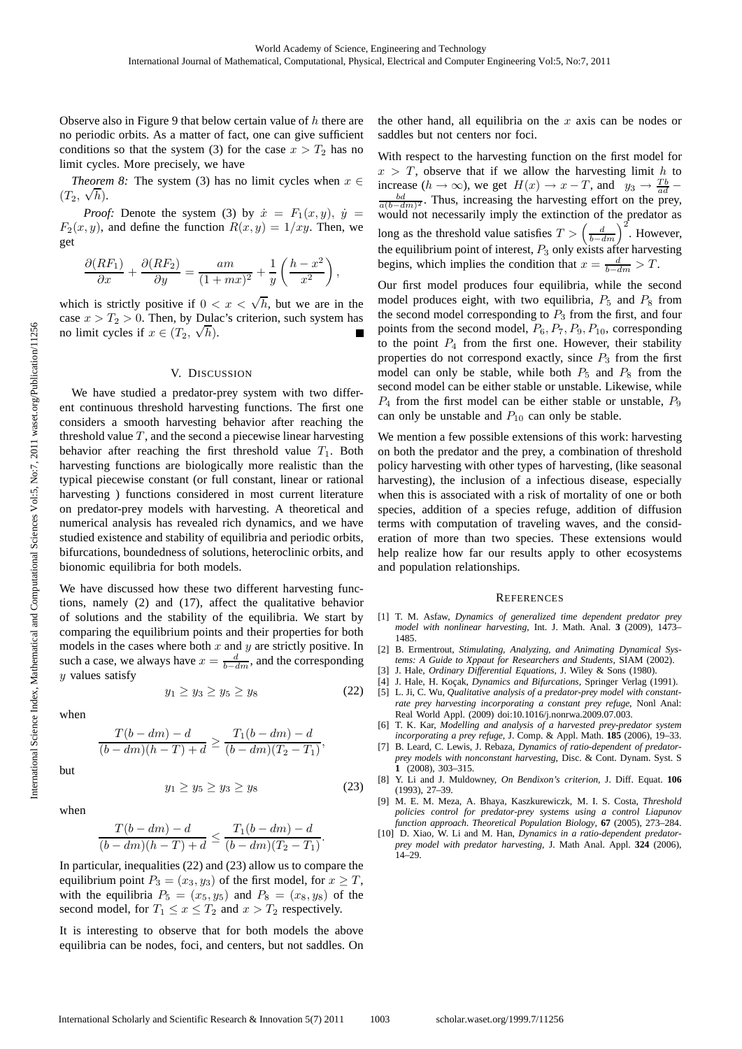Observe also in Figure 9 that below certain value of $h$ there are no periodic orbits. As a matter of fact, one can give sufficient conditions so that the system (3) for the case $x > T_2$ has no limit cycles. More precisely, we have

*Theorem 8:* The system (3) has no limit cycles when $x \in (T_2, \sqrt{h})$.

*Proof:* Denote the system (3) by $\dot{x} = F_1(x,y)$, $\dot{y} = F_2(x,y)$, and define the function $R(x,y) = 1/xy$. Then, we get

$$\frac{\partial(RF_1)}{\partial x} + \frac{\partial(RF_2)}{\partial y} = \frac{am}{(1+mx)^2} + \frac{1}{y}\left(\frac{h-x^2}{x^2}\right),$$

which is strictly positive if $0 < x < \sqrt{h}$, but we are in the case $x > T_2 > 0$. Then, by Dulac's criterion, such system has no limit cycles if $x \in (T_2, \sqrt{h})$. ∎

## V. Discussion

We have studied a predator-prey system with two different continuous threshold harvesting functions. The first one considers a smooth harvesting behavior after reaching the threshold value $T$, and the second a piecewise linear harvesting behavior after reaching the first threshold value $T_1$. Both harvesting functions are biologically more realistic than the typical piecewise constant (or full constant, linear or rational harvesting ) functions considered in most current literature on predator-prey models with harvesting. A theoretical and numerical analysis has revealed rich dynamics, and we have studied existence and stability of equilibria and periodic orbits, bifurcations, boundedness of solutions, heteroclinic orbits, and bionomic equilibria for both models.

We have discussed how these two different harvesting functions, namely (2) and (17), affect the qualitative behavior of solutions and the stability of the equilibria. We start by comparing the equilibrium points and their properties for both models in the cases where both $x$ and $y$ are strictly positive. In such a case, we always have $x = \frac{d}{b-dm}$, and the corresponding $y$ values satisfy

$$y_1 \geq y_3 \geq y_5 \geq y_8 \tag{22}$$

when

$$\frac{T(b-dm)-d}{(b-dm)(h-T)+d} \geq \frac{T_1(b-dm)-d}{(b-dm)(T_2-T_1)},$$

but

$$y_1 \geq y_5 \geq y_3 \geq y_8 \tag{23}$$

when

$$\frac{T(b-dm)-d}{(b-dm)(h-T)+d} \leq \frac{T_1(b-dm)-d}{(b-dm)(T_2-T_1)}.$$

In particular, inequalities (22) and (23) allow us to compare the equilibrium point $P_3 = (x_3, y_3)$ of the first model, for $x \geq T$, with the equilibria $P_5 = (x_5, y_5)$ and $P_8 = (x_8, y_8)$ of the second model, for $T_1 \leq x \leq T_2$ and $x > T_2$ respectively.

It is interesting to observe that for both models the above equilibria can be nodes, foci, and centers, but not saddles. On the other hand, all equilibria on the $x$ axis can be nodes or saddles but not centers nor foci.

With respect to the harvesting function on the first model for $x > T$, observe that if we allow the harvesting limit $h$ to increase ($h \to \infty$), we get $H(x) \to x - T$, and $y_3 \to \frac{Tb}{ad} - \frac{bd}{a(b-dm)^2}$. Thus, increasing the harvesting effort on the prey, would not necessarily imply the extinction of the predator as long as the threshold value satisfies $T > \left(\frac{d}{b-dm}\right)^2$. However, the equilibrium point of interest, $P_3$ only exists after harvesting begins, which implies the condition that $x = \frac{d}{b-dm} > T$.

Our first model produces four equilibria, while the second model produces eight, with two equilibria, $P_5$ and $P_8$ from the second model corresponding to $P_3$ from the first, and four points from the second model, $P_6, P_7, P_9, P_{10}$, corresponding to the point $P_4$ from the first one. However, their stability properties do not correspond exactly, since $P_3$ from the first model can only be stable, while both $P_5$ and $P_8$ from the second model can be either stable or unstable. Likewise, while $P_4$ from the first model can be either stable or unstable, $P_9$ can only be unstable and $P_{10}$ can only be stable.

We mention a few possible extensions of this work: harvesting on both the predator and the prey, a combination of threshold policy harvesting with other types of harvesting, (like seasonal harvesting), the inclusion of a infectious disease, especially when this is associated with a risk of mortality of one or both species, addition of a species refuge, addition of diffusion terms with computation of traveling waves, and the consideration of more than two species. These extensions would help realize how far our results apply to other ecosystems and population relationships.

## References

[1] T. M. Asfaw, *Dynamics of generalized time dependent predator prey model with nonlinear harvesting*, Int. J. Math. Anal. **3** (2009), 1473–1485.

[2] B. Ermentrout, *Stimulating, Analyzing, and Animating Dynamical Systems: A Guide to Xppaut for Researchers and Students*, SIAM (2002).

[3] J. Hale, *Ordinary Differential Equations*, J. Wiley & Sons (1980).

[4] J. Hale, H. Koçak, *Dynamics and Bifurcations*, Springer Verlag (1991).

[5] L. Ji, C. Wu, *Qualitative analysis of a predator-prey model with constant-rate prey harvesting incorporating a constant prey refuge*, Nonl Anal: Real World Appl. (2009) doi:10.1016/j.nonrwa.2009.07.003.

[6] T. K. Kar, *Modelling and analysis of a harvested prey-predator system incorporating a prey refuge*, J. Comp. & Appl. Math. **185** (2006), 19–33.

[7] B. Leard, C. Lewis, J. Rebaza, *Dynamics of ratio-dependent of predator-prey models with nonconstant harvesting*, Disc. & Cont. Dynam. Syst. S **1** (2008), 303–315.

[8] Y. Li and J. Muldowney, *On Bendixon's criterion*, J. Diff. Equat. **106** (1993), 27–39.

[9] M. E. M. Meza, A. Bhaya, Kaszkurewiczk, M. I. S. Costa, *Threshold policies control for predator-prey systems using a control Liapunov function approach. Theoretical Population Biology*, **67** (2005), 273–284.

[10] D. Xiao, W. Li and M. Han, *Dynamics in a ratio-dependent predator-prey model with predator harvesting*, J. Math Anal. Appl. **324** (2006), 14–29.